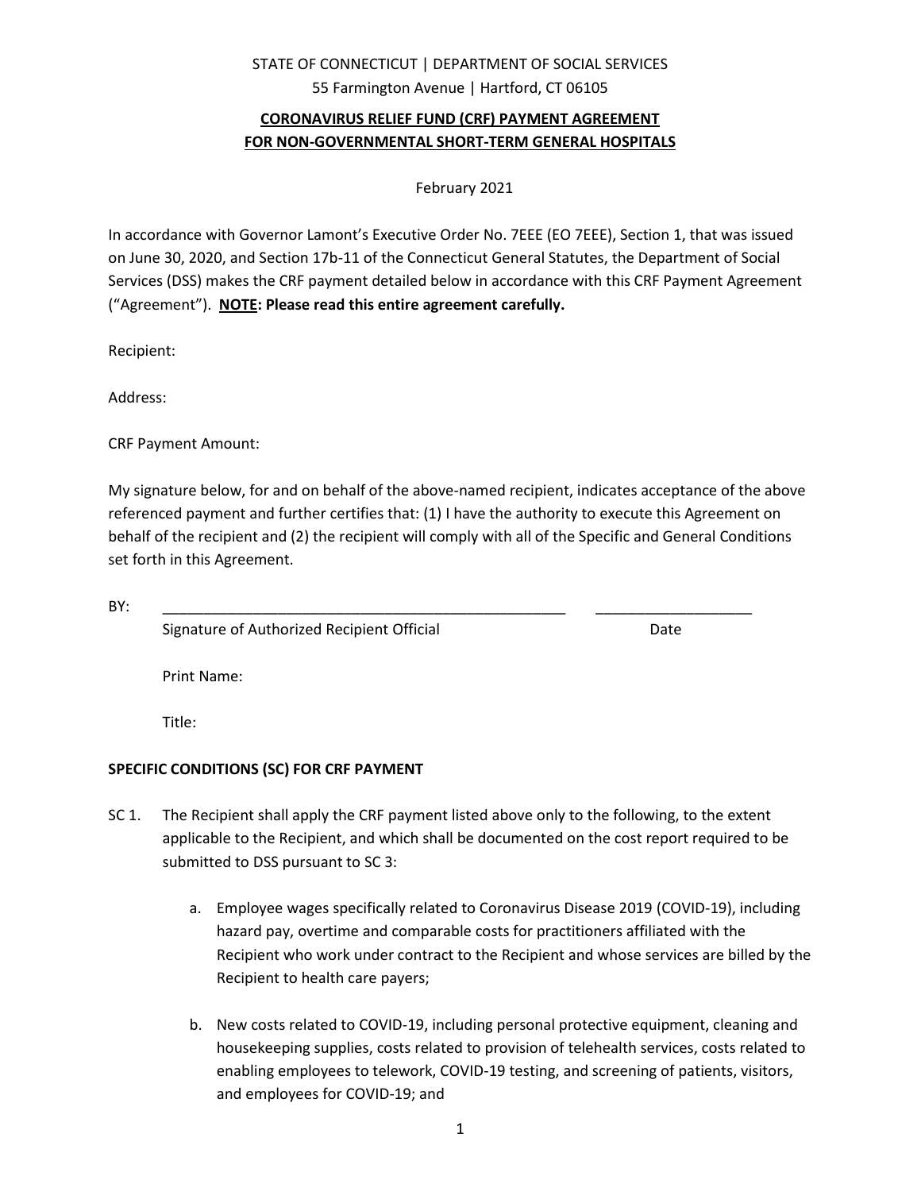STATE OF CONNECTICUT | DEPARTMENT OF SOCIAL SERVICES
55 Farmington Avenue | Hartford, CT 06105

# CORONAVIRUS RELIEF FUND (CRF) PAYMENT AGREEMENT FOR NON-GOVERNMENTAL SHORT-TERM GENERAL HOSPITALS

February 2021

In accordance with Governor Lamont's Executive Order No. 7EEE (EO 7EEE), Section 1, that was issued on June 30, 2020, and Section 17b-11 of the Connecticut General Statutes, the Department of Social Services (DSS) makes the CRF payment detailed below in accordance with this CRF Payment Agreement ("Agreement"). **NOTE: Please read this entire agreement carefully.**

Recipient:

Address:

CRF Payment Amount:

My signature below, for and on behalf of the above-named recipient, indicates acceptance of the above referenced payment and further certifies that: (1) I have the authority to execute this Agreement on behalf of the recipient and (2) the recipient will comply with all of the Specific and General Conditions set forth in this Agreement.

BY: ___________________________________________________ ___________________

Signature of Authorized Recipient Official Date

Print Name:

Title:

## SPECIFIC CONDITIONS (SC) FOR CRF PAYMENT

SC 1. The Recipient shall apply the CRF payment listed above only to the following, to the extent applicable to the Recipient, and which shall be documented on the cost report required to be submitted to DSS pursuant to SC 3:

a. Employee wages specifically related to Coronavirus Disease 2019 (COVID-19), including hazard pay, overtime and comparable costs for practitioners affiliated with the Recipient who work under contract to the Recipient and whose services are billed by the Recipient to health care payers;

b. New costs related to COVID-19, including personal protective equipment, cleaning and housekeeping supplies, costs related to provision of telehealth services, costs related to enabling employees to telework, COVID-19 testing, and screening of patients, visitors, and employees for COVID-19; and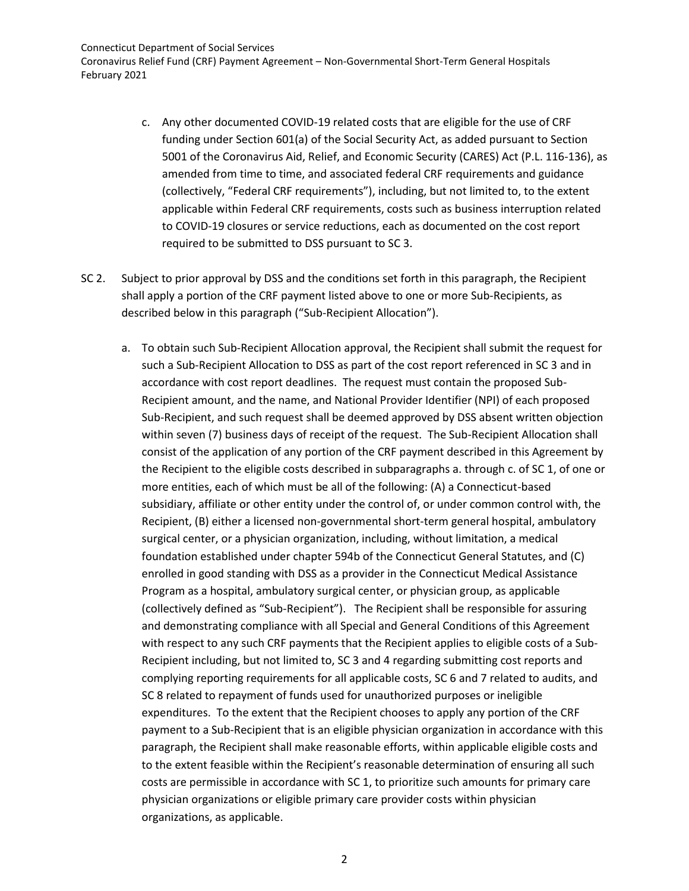c. Any other documented COVID-19 related costs that are eligible for the use of CRF funding under Section 601(a) of the Social Security Act, as added pursuant to Section 5001 of the Coronavirus Aid, Relief, and Economic Security (CARES) Act (P.L. 116-136), as amended from time to time, and associated federal CRF requirements and guidance (collectively, "Federal CRF requirements"), including, but not limited to, to the extent applicable within Federal CRF requirements, costs such as business interruption related to COVID-19 closures or service reductions, each as documented on the cost report required to be submitted to DSS pursuant to SC 3.

SC 2. Subject to prior approval by DSS and the conditions set forth in this paragraph, the Recipient shall apply a portion of the CRF payment listed above to one or more Sub-Recipients, as described below in this paragraph ("Sub-Recipient Allocation").

a. To obtain such Sub-Recipient Allocation approval, the Recipient shall submit the request for such a Sub-Recipient Allocation to DSS as part of the cost report referenced in SC 3 and in accordance with cost report deadlines. The request must contain the proposed Sub-Recipient amount, and the name, and National Provider Identifier (NPI) of each proposed Sub-Recipient, and such request shall be deemed approved by DSS absent written objection within seven (7) business days of receipt of the request. The Sub-Recipient Allocation shall consist of the application of any portion of the CRF payment described in this Agreement by the Recipient to the eligible costs described in subparagraphs a. through c. of SC 1, of one or more entities, each of which must be all of the following: (A) a Connecticut-based subsidiary, affiliate or other entity under the control of, or under common control with, the Recipient, (B) either a licensed non-governmental short-term general hospital, ambulatory surgical center, or a physician organization, including, without limitation, a medical foundation established under chapter 594b of the Connecticut General Statutes, and (C) enrolled in good standing with DSS as a provider in the Connecticut Medical Assistance Program as a hospital, ambulatory surgical center, or physician group, as applicable (collectively defined as "Sub-Recipient"). The Recipient shall be responsible for assuring and demonstrating compliance with all Special and General Conditions of this Agreement with respect to any such CRF payments that the Recipient applies to eligible costs of a Sub-Recipient including, but not limited to, SC 3 and 4 regarding submitting cost reports and complying reporting requirements for all applicable costs, SC 6 and 7 related to audits, and SC 8 related to repayment of funds used for unauthorized purposes or ineligible expenditures. To the extent that the Recipient chooses to apply any portion of the CRF payment to a Sub-Recipient that is an eligible physician organization in accordance with this paragraph, the Recipient shall make reasonable efforts, within applicable eligible costs and to the extent feasible within the Recipient's reasonable determination of ensuring all such costs are permissible in accordance with SC 1, to prioritize such amounts for primary care physician organizations or eligible primary care provider costs within physician organizations, as applicable.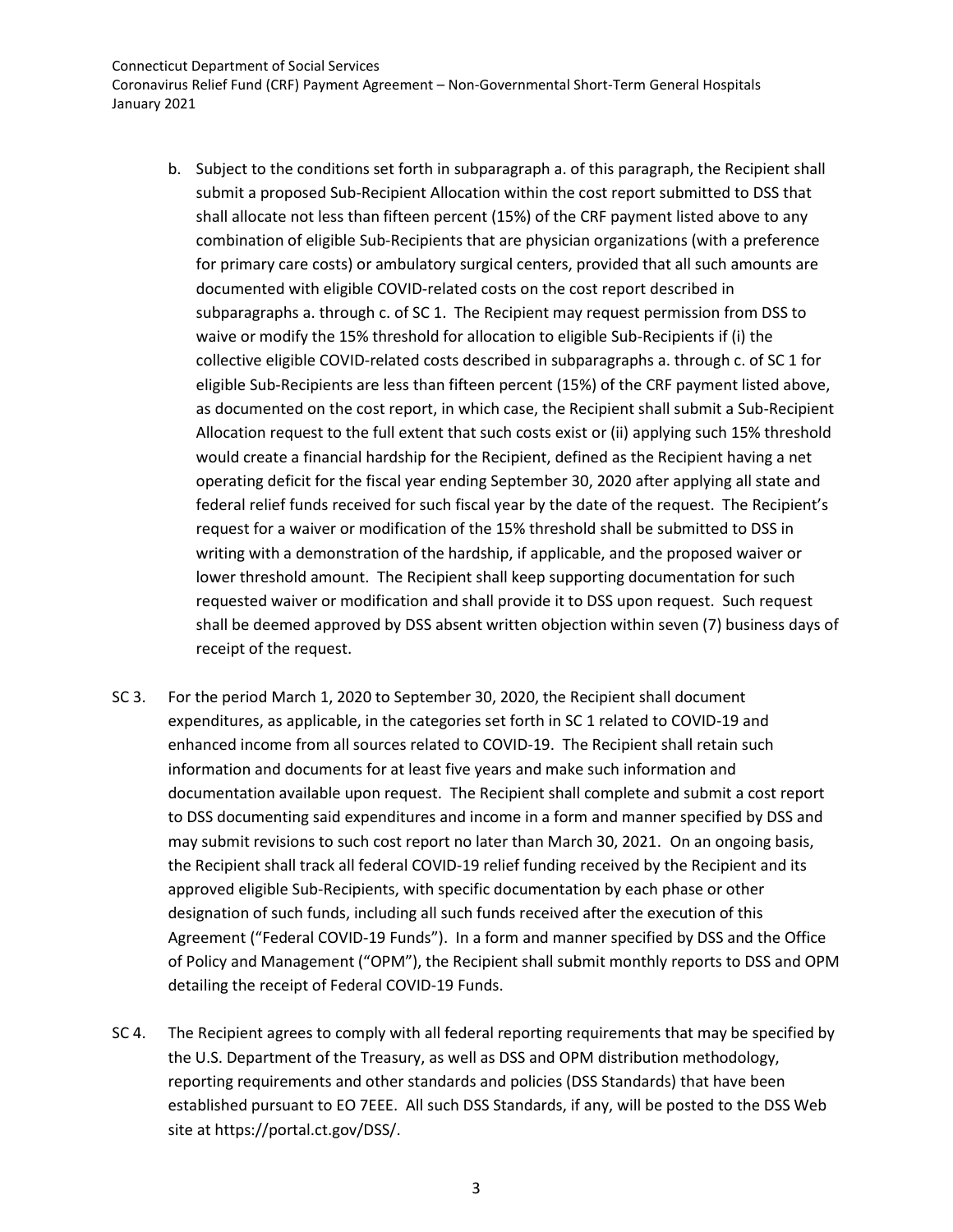b. Subject to the conditions set forth in subparagraph a. of this paragraph, the Recipient shall submit a proposed Sub-Recipient Allocation within the cost report submitted to DSS that shall allocate not less than fifteen percent (15%) of the CRF payment listed above to any combination of eligible Sub-Recipients that are physician organizations (with a preference for primary care costs) or ambulatory surgical centers, provided that all such amounts are documented with eligible COVID-related costs on the cost report described in subparagraphs a. through c. of SC 1. The Recipient may request permission from DSS to waive or modify the 15% threshold for allocation to eligible Sub-Recipients if (i) the collective eligible COVID-related costs described in subparagraphs a. through c. of SC 1 for eligible Sub-Recipients are less than fifteen percent (15%) of the CRF payment listed above, as documented on the cost report, in which case, the Recipient shall submit a Sub-Recipient Allocation request to the full extent that such costs exist or (ii) applying such 15% threshold would create a financial hardship for the Recipient, defined as the Recipient having a net operating deficit for the fiscal year ending September 30, 2020 after applying all state and federal relief funds received for such fiscal year by the date of the request. The Recipient's request for a waiver or modification of the 15% threshold shall be submitted to DSS in writing with a demonstration of the hardship, if applicable, and the proposed waiver or lower threshold amount. The Recipient shall keep supporting documentation for such requested waiver or modification and shall provide it to DSS upon request. Such request shall be deemed approved by DSS absent written objection within seven (7) business days of receipt of the request.

SC 3. For the period March 1, 2020 to September 30, 2020, the Recipient shall document expenditures, as applicable, in the categories set forth in SC 1 related to COVID-19 and enhanced income from all sources related to COVID-19. The Recipient shall retain such information and documents for at least five years and make such information and documentation available upon request. The Recipient shall complete and submit a cost report to DSS documenting said expenditures and income in a form and manner specified by DSS and may submit revisions to such cost report no later than March 30, 2021. On an ongoing basis, the Recipient shall track all federal COVID-19 relief funding received by the Recipient and its approved eligible Sub-Recipients, with specific documentation by each phase or other designation of such funds, including all such funds received after the execution of this Agreement ("Federal COVID-19 Funds"). In a form and manner specified by DSS and the Office of Policy and Management ("OPM"), the Recipient shall submit monthly reports to DSS and OPM detailing the receipt of Federal COVID-19 Funds.

SC 4. The Recipient agrees to comply with all federal reporting requirements that may be specified by the U.S. Department of the Treasury, as well as DSS and OPM distribution methodology, reporting requirements and other standards and policies (DSS Standards) that have been established pursuant to EO 7EEE. All such DSS Standards, if any, will be posted to the DSS Web site at https://portal.ct.gov/DSS/.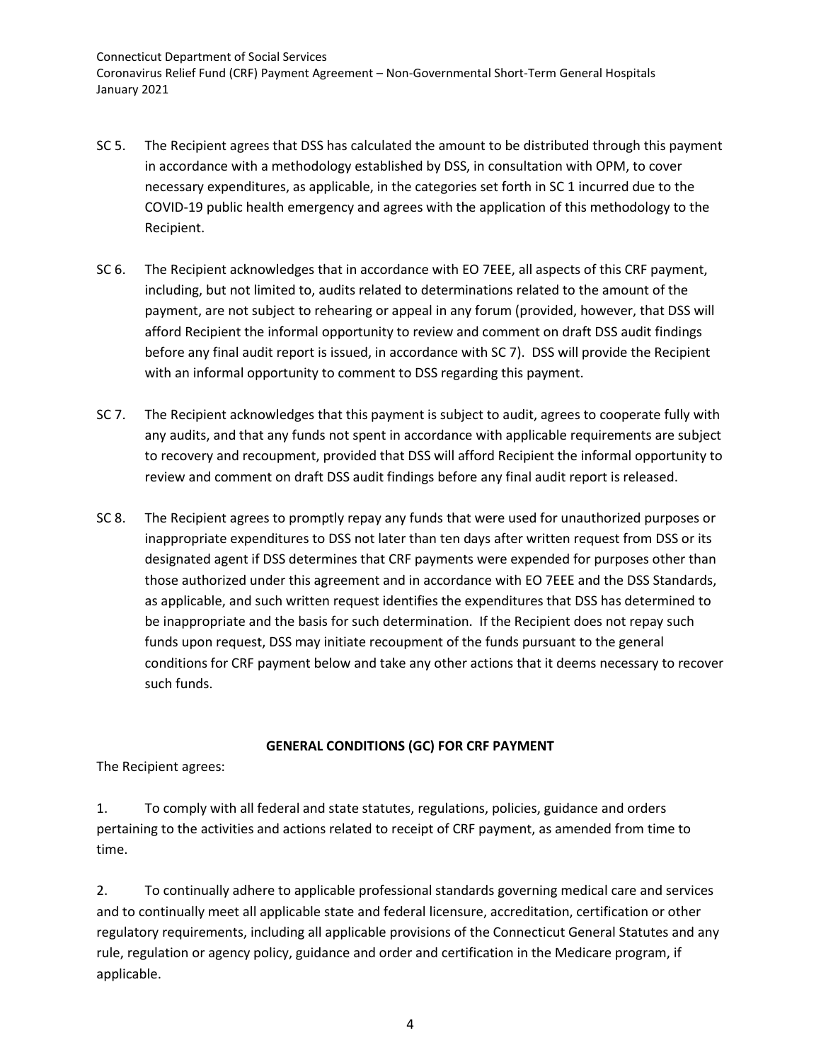SC 5. The Recipient agrees that DSS has calculated the amount to be distributed through this payment in accordance with a methodology established by DSS, in consultation with OPM, to cover necessary expenditures, as applicable, in the categories set forth in SC 1 incurred due to the COVID-19 public health emergency and agrees with the application of this methodology to the Recipient.

SC 6. The Recipient acknowledges that in accordance with EO 7EEE, all aspects of this CRF payment, including, but not limited to, audits related to determinations related to the amount of the payment, are not subject to rehearing or appeal in any forum (provided, however, that DSS will afford Recipient the informal opportunity to review and comment on draft DSS audit findings before any final audit report is issued, in accordance with SC 7). DSS will provide the Recipient with an informal opportunity to comment to DSS regarding this payment.

SC 7. The Recipient acknowledges that this payment is subject to audit, agrees to cooperate fully with any audits, and that any funds not spent in accordance with applicable requirements are subject to recovery and recoupment, provided that DSS will afford Recipient the informal opportunity to review and comment on draft DSS audit findings before any final audit report is released.

SC 8. The Recipient agrees to promptly repay any funds that were used for unauthorized purposes or inappropriate expenditures to DSS not later than ten days after written request from DSS or its designated agent if DSS determines that CRF payments were expended for purposes other than those authorized under this agreement and in accordance with EO 7EEE and the DSS Standards, as applicable, and such written request identifies the expenditures that DSS has determined to be inappropriate and the basis for such determination. If the Recipient does not repay such funds upon request, DSS may initiate recoupment of the funds pursuant to the general conditions for CRF payment below and take any other actions that it deems necessary to recover such funds.

**GENERAL CONDITIONS (GC) FOR CRF PAYMENT**

The Recipient agrees:

1. To comply with all federal and state statutes, regulations, policies, guidance and orders pertaining to the activities and actions related to receipt of CRF payment, as amended from time to time.

2. To continually adhere to applicable professional standards governing medical care and services and to continually meet all applicable state and federal licensure, accreditation, certification or other regulatory requirements, including all applicable provisions of the Connecticut General Statutes and any rule, regulation or agency policy, guidance and order and certification in the Medicare program, if applicable.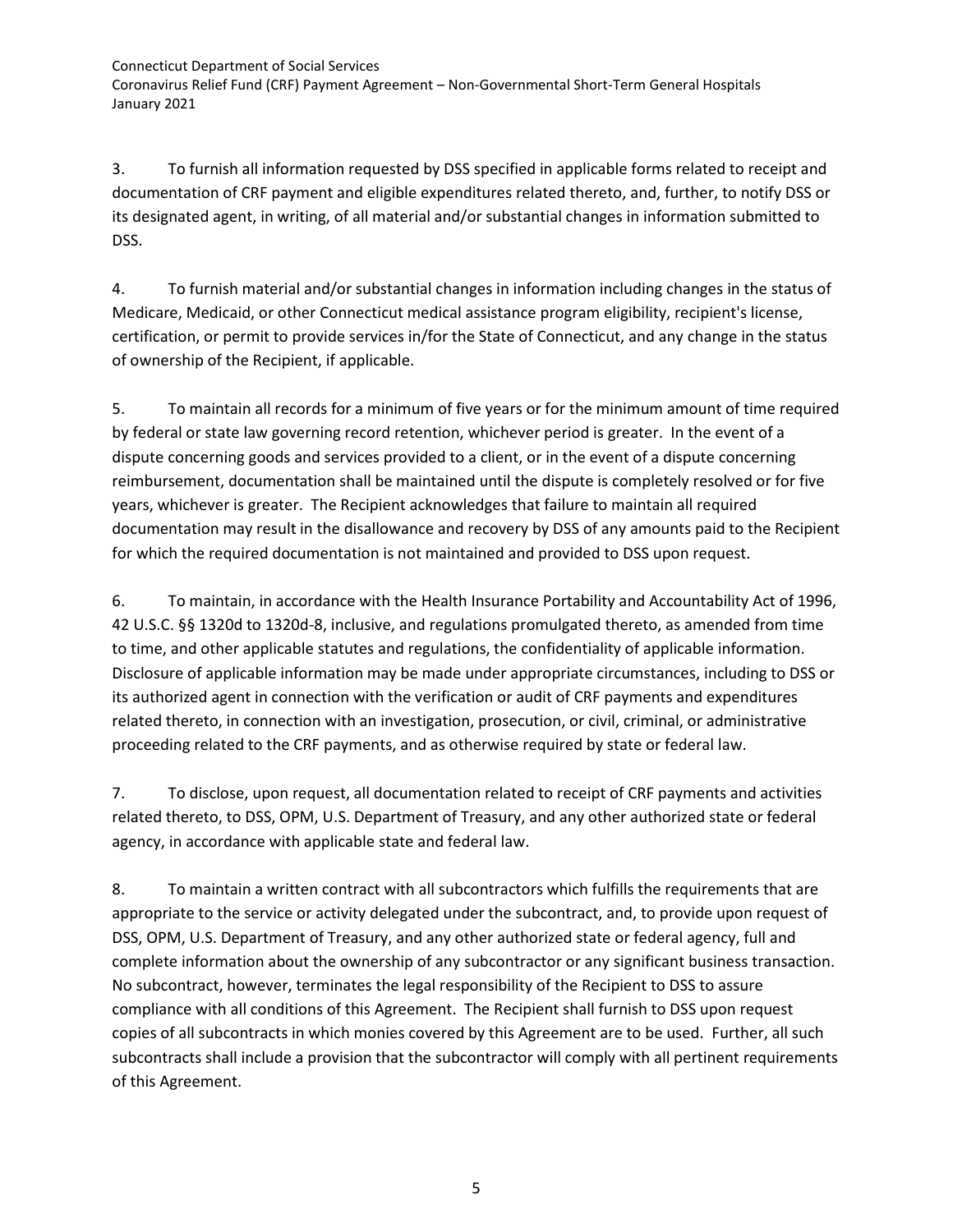3. To furnish all information requested by DSS specified in applicable forms related to receipt and documentation of CRF payment and eligible expenditures related thereto, and, further, to notify DSS or its designated agent, in writing, of all material and/or substantial changes in information submitted to DSS.

4. To furnish material and/or substantial changes in information including changes in the status of Medicare, Medicaid, or other Connecticut medical assistance program eligibility, recipient's license, certification, or permit to provide services in/for the State of Connecticut, and any change in the status of ownership of the Recipient, if applicable.

5. To maintain all records for a minimum of five years or for the minimum amount of time required by federal or state law governing record retention, whichever period is greater. In the event of a dispute concerning goods and services provided to a client, or in the event of a dispute concerning reimbursement, documentation shall be maintained until the dispute is completely resolved or for five years, whichever is greater. The Recipient acknowledges that failure to maintain all required documentation may result in the disallowance and recovery by DSS of any amounts paid to the Recipient for which the required documentation is not maintained and provided to DSS upon request.

6. To maintain, in accordance with the Health Insurance Portability and Accountability Act of 1996, 42 U.S.C. §§ 1320d to 1320d-8, inclusive, and regulations promulgated thereto, as amended from time to time, and other applicable statutes and regulations, the confidentiality of applicable information. Disclosure of applicable information may be made under appropriate circumstances, including to DSS or its authorized agent in connection with the verification or audit of CRF payments and expenditures related thereto, in connection with an investigation, prosecution, or civil, criminal, or administrative proceeding related to the CRF payments, and as otherwise required by state or federal law.

7. To disclose, upon request, all documentation related to receipt of CRF payments and activities related thereto, to DSS, OPM, U.S. Department of Treasury, and any other authorized state or federal agency, in accordance with applicable state and federal law.

8. To maintain a written contract with all subcontractors which fulfills the requirements that are appropriate to the service or activity delegated under the subcontract, and, to provide upon request of DSS, OPM, U.S. Department of Treasury, and any other authorized state or federal agency, full and complete information about the ownership of any subcontractor or any significant business transaction. No subcontract, however, terminates the legal responsibility of the Recipient to DSS to assure compliance with all conditions of this Agreement. The Recipient shall furnish to DSS upon request copies of all subcontracts in which monies covered by this Agreement are to be used. Further, all such subcontracts shall include a provision that the subcontractor will comply with all pertinent requirements of this Agreement.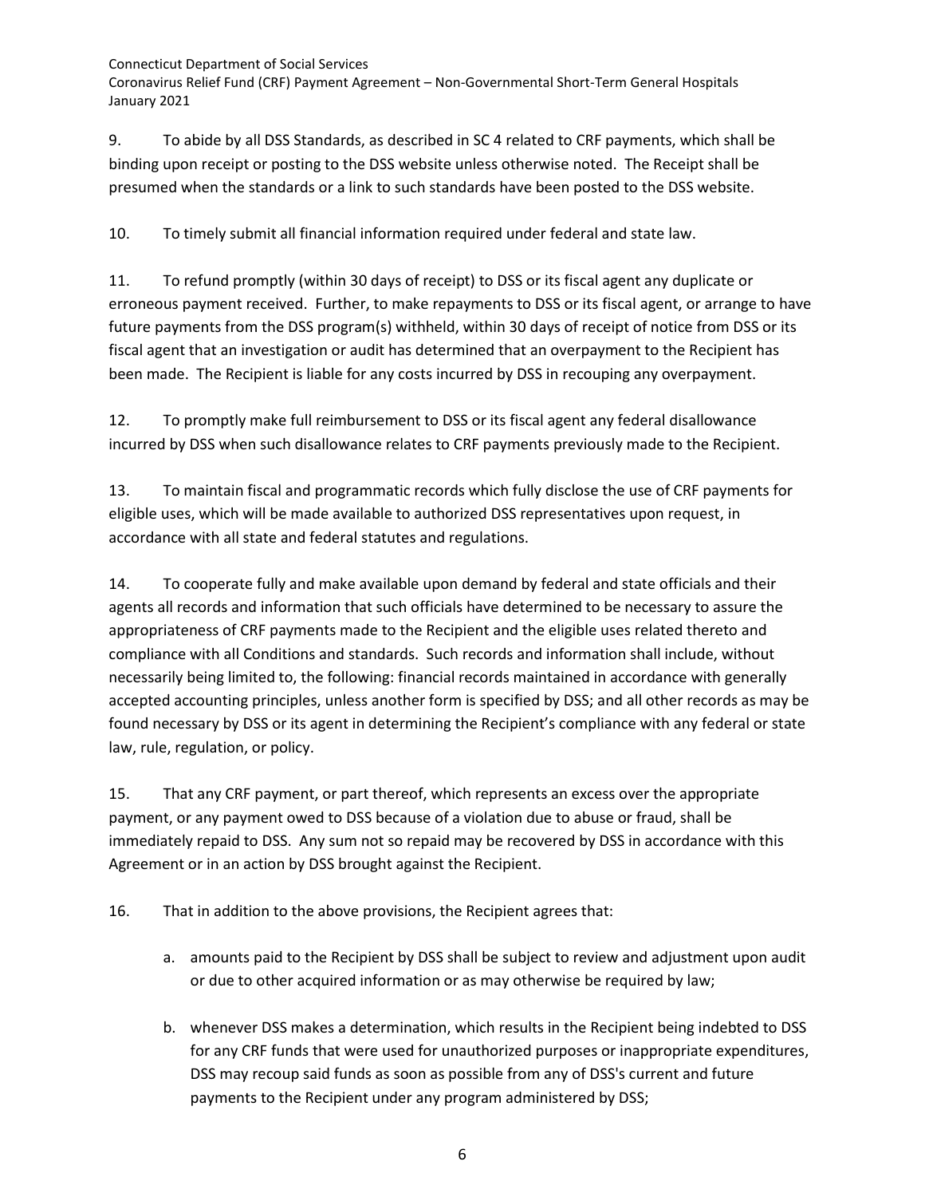9. To abide by all DSS Standards, as described in SC 4 related to CRF payments, which shall be binding upon receipt or posting to the DSS website unless otherwise noted. The Receipt shall be presumed when the standards or a link to such standards have been posted to the DSS website.

10. To timely submit all financial information required under federal and state law.

11. To refund promptly (within 30 days of receipt) to DSS or its fiscal agent any duplicate or erroneous payment received. Further, to make repayments to DSS or its fiscal agent, or arrange to have future payments from the DSS program(s) withheld, within 30 days of receipt of notice from DSS or its fiscal agent that an investigation or audit has determined that an overpayment to the Recipient has been made. The Recipient is liable for any costs incurred by DSS in recouping any overpayment.

12. To promptly make full reimbursement to DSS or its fiscal agent any federal disallowance incurred by DSS when such disallowance relates to CRF payments previously made to the Recipient.

13. To maintain fiscal and programmatic records which fully disclose the use of CRF payments for eligible uses, which will be made available to authorized DSS representatives upon request, in accordance with all state and federal statutes and regulations.

14. To cooperate fully and make available upon demand by federal and state officials and their agents all records and information that such officials have determined to be necessary to assure the appropriateness of CRF payments made to the Recipient and the eligible uses related thereto and compliance with all Conditions and standards. Such records and information shall include, without necessarily being limited to, the following: financial records maintained in accordance with generally accepted accounting principles, unless another form is specified by DSS; and all other records as may be found necessary by DSS or its agent in determining the Recipient's compliance with any federal or state law, rule, regulation, or policy.

15. That any CRF payment, or part thereof, which represents an excess over the appropriate payment, or any payment owed to DSS because of a violation due to abuse or fraud, shall be immediately repaid to DSS. Any sum not so repaid may be recovered by DSS in accordance with this Agreement or in an action by DSS brought against the Recipient.

16. That in addition to the above provisions, the Recipient agrees that:

   a. amounts paid to the Recipient by DSS shall be subject to review and adjustment upon audit or due to other acquired information or as may otherwise be required by law;

   b. whenever DSS makes a determination, which results in the Recipient being indebted to DSS for any CRF funds that were used for unauthorized purposes or inappropriate expenditures, DSS may recoup said funds as soon as possible from any of DSS's current and future payments to the Recipient under any program administered by DSS;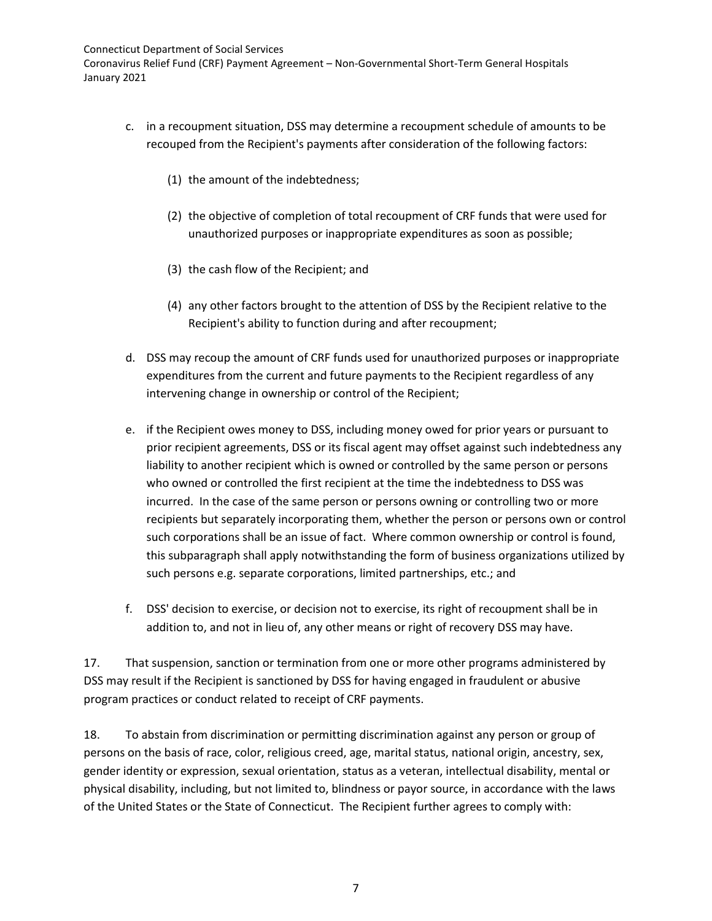c. in a recoupment situation, DSS may determine a recoupment schedule of amounts to be recouped from the Recipient's payments after consideration of the following factors:

   (1) the amount of the indebtedness;

   (2) the objective of completion of total recoupment of CRF funds that were used for unauthorized purposes or inappropriate expenditures as soon as possible;

   (3) the cash flow of the Recipient; and

   (4) any other factors brought to the attention of DSS by the Recipient relative to the Recipient's ability to function during and after recoupment;

d. DSS may recoup the amount of CRF funds used for unauthorized purposes or inappropriate expenditures from the current and future payments to the Recipient regardless of any intervening change in ownership or control of the Recipient;

e. if the Recipient owes money to DSS, including money owed for prior years or pursuant to prior recipient agreements, DSS or its fiscal agent may offset against such indebtedness any liability to another recipient which is owned or controlled by the same person or persons who owned or controlled the first recipient at the time the indebtedness to DSS was incurred. In the case of the same person or persons owning or controlling two or more recipients but separately incorporating them, whether the person or persons own or control such corporations shall be an issue of fact. Where common ownership or control is found, this subparagraph shall apply notwithstanding the form of business organizations utilized by such persons e.g. separate corporations, limited partnerships, etc.; and

f. DSS' decision to exercise, or decision not to exercise, its right of recoupment shall be in addition to, and not in lieu of, any other means or right of recovery DSS may have.

17. That suspension, sanction or termination from one or more other programs administered by DSS may result if the Recipient is sanctioned by DSS for having engaged in fraudulent or abusive program practices or conduct related to receipt of CRF payments.

18. To abstain from discrimination or permitting discrimination against any person or group of persons on the basis of race, color, religious creed, age, marital status, national origin, ancestry, sex, gender identity or expression, sexual orientation, status as a veteran, intellectual disability, mental or physical disability, including, but not limited to, blindness or payor source, in accordance with the laws of the United States or the State of Connecticut. The Recipient further agrees to comply with: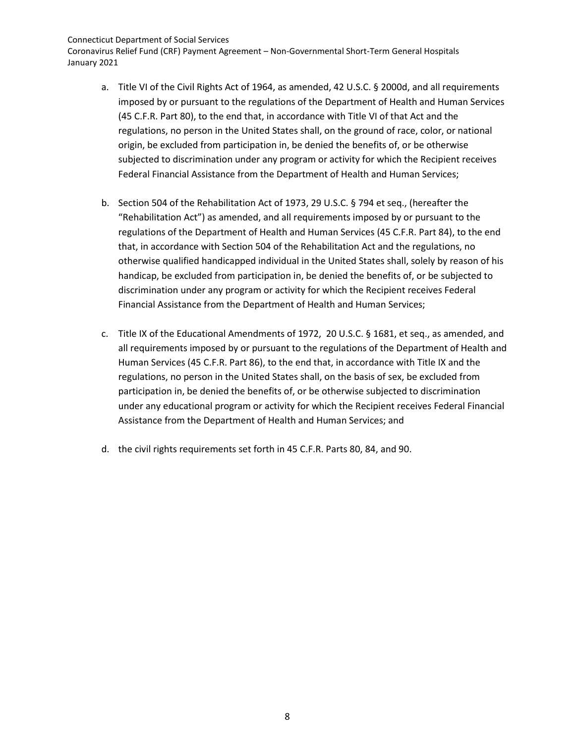a. Title VI of the Civil Rights Act of 1964, as amended, 42 U.S.C. § 2000d, and all requirements imposed by or pursuant to the regulations of the Department of Health and Human Services (45 C.F.R. Part 80), to the end that, in accordance with Title VI of that Act and the regulations, no person in the United States shall, on the ground of race, color, or national origin, be excluded from participation in, be denied the benefits of, or be otherwise subjected to discrimination under any program or activity for which the Recipient receives Federal Financial Assistance from the Department of Health and Human Services;

b. Section 504 of the Rehabilitation Act of 1973, 29 U.S.C. § 794 et seq., (hereafter the "Rehabilitation Act") as amended, and all requirements imposed by or pursuant to the regulations of the Department of Health and Human Services (45 C.F.R. Part 84), to the end that, in accordance with Section 504 of the Rehabilitation Act and the regulations, no otherwise qualified handicapped individual in the United States shall, solely by reason of his handicap, be excluded from participation in, be denied the benefits of, or be subjected to discrimination under any program or activity for which the Recipient receives Federal Financial Assistance from the Department of Health and Human Services;

c. Title IX of the Educational Amendments of 1972, 20 U.S.C. § 1681, et seq., as amended, and all requirements imposed by or pursuant to the regulations of the Department of Health and Human Services (45 C.F.R. Part 86), to the end that, in accordance with Title IX and the regulations, no person in the United States shall, on the basis of sex, be excluded from participation in, be denied the benefits of, or be otherwise subjected to discrimination under any educational program or activity for which the Recipient receives Federal Financial Assistance from the Department of Health and Human Services; and

d. the civil rights requirements set forth in 45 C.F.R. Parts 80, 84, and 90.